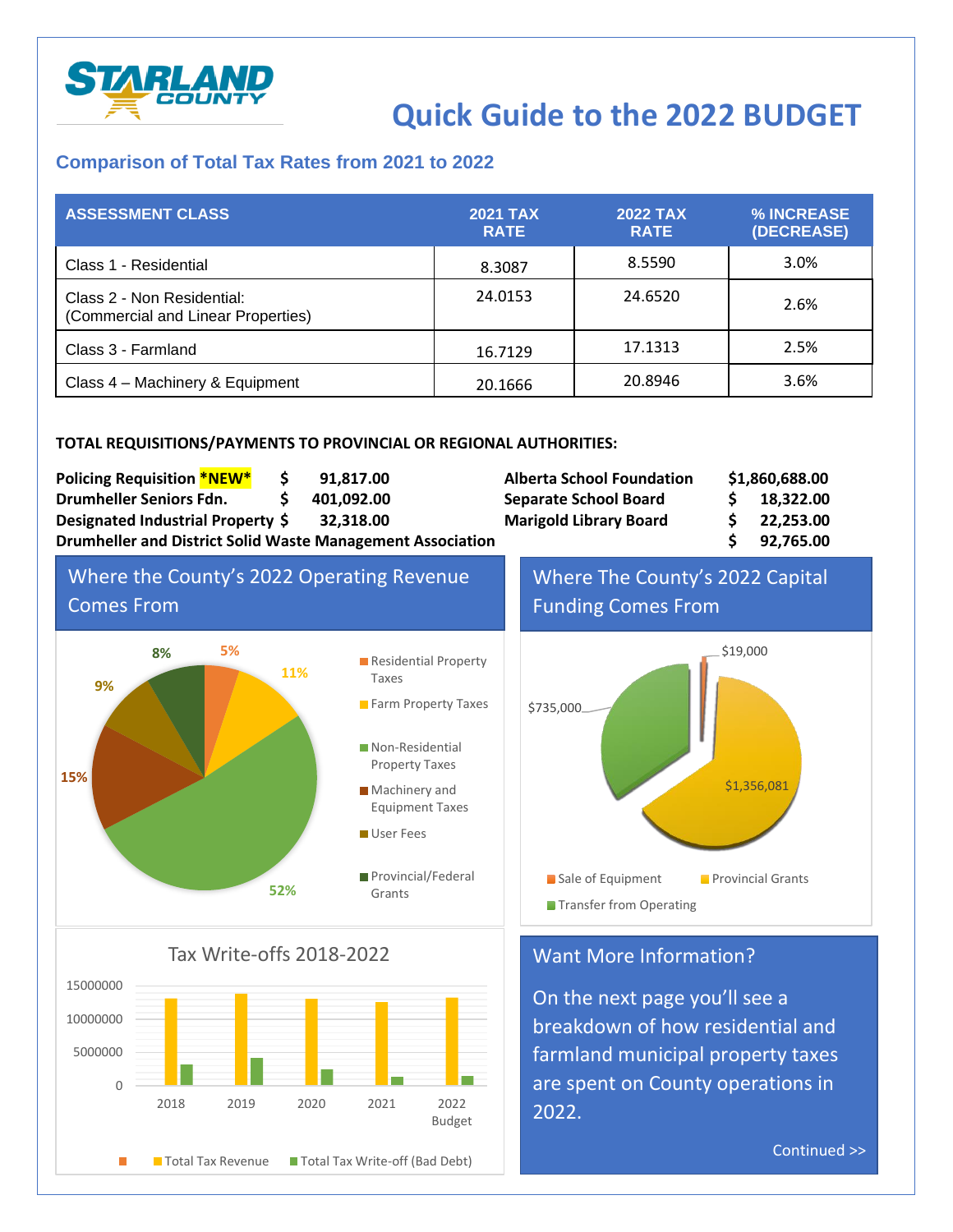# Quick Guide to the 2022 BUDGET

## Comparison of Total Tax Rates from 2021 to 2022

| ASSESSMENT CLASS | 2021 TAX RATE | 2022 TAX RATE | % INCREASE (DECREASE) |
|---|---|---|---|
| Class 1 - Residential | 8.3087 | 8.5590 | 3.0% |
| Class 2 - Non Residential: (Commercial and Linear Properties) | 24.0153 | 24.6520 | 2.6% |
| Class 3 - Farmland | 16.7129 | 17.1313 | 2.5% |
| Class 4 – Machinery & Equipment | 20.1666 | 20.8946 | 3.6% |

**TOTAL REQUISITIONS/PAYMENTS TO PROVINCIAL OR REGIONAL AUTHORITIES:**

| | |
|---|---|
| **Policing Requisition *NEW*** | **$ 91,817.00** |
| **Drumheller Seniors Fdn.** | **$ 401,092.00** |
| **Designated Industrial Property** | **$ 32,318.00** |
| **Alberta School Foundation** | **$1,860,688.00** |
| **Separate School Board** | **$ 18,322.00** |
| **Marigold Library Board** | **$ 22,253.00** |
| **Drumheller and District Solid Waste Management Association** | **$ 92,765.00** |

## Where the County's 2022 Operating Revenue Comes From

- Residential Property Taxes: 5%
- Farm Property Taxes: 11%
- Non-Residential Property Taxes: 52%
- Machinery and Equipment Taxes: 15%
- User Fees: 9%
- Provincial/Federal Grants: 8%

## Where The County's 2022 Capital Funding Comes From

- Sale of Equipment: $19,000
- Provincial Grants: $1,356,081
- Transfer from Operating: $735,000

## Tax Write-offs 2018-2022

Legend: Total Tax Revenue; Total Tax Write-off (Bad Debt)

Years: 2018, 2019, 2020, 2021, 2022 Budget

## Want More Information?

On the next page you'll see a breakdown of how residential and farmland municipal property taxes are spent on County operations in 2022.

Continued >>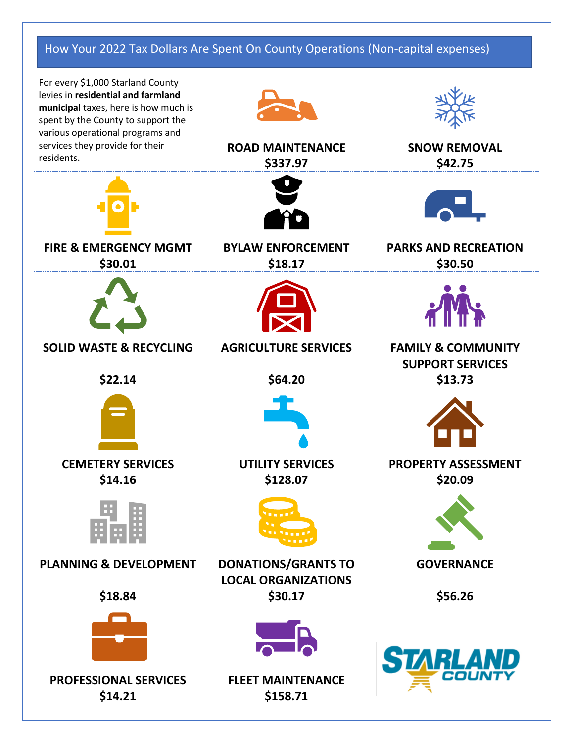## How Your 2022 Tax Dollars Are Spent On County Operations (Non-capital expenses)

For every $1,000 Starland County levies in **residential and farmland municipal** taxes, here is how much is spent by the County to support the various operational programs and services they provide for their residents.

**ROAD MAINTENANCE**
**$337.97**

**SNOW REMOVAL**
**$42.75**

**FIRE & EMERGENCY MGMT**
**$30.01**

**BYLAW ENFORCEMENT**
**$18.17**

**PARKS AND RECREATION**
**$30.50**

**SOLID WASTE & RECYCLING**
**$22.14**

**AGRICULTURE SERVICES**
**$64.20**

**FAMILY & COMMUNITY SUPPORT SERVICES**
**$13.73**

**CEMETERY SERVICES**
**$14.16**

**UTILITY SERVICES**
**$128.07**

**PROPERTY ASSESSMENT**
**$20.09**

**PLANNING & DEVELOPMENT**
**$18.84**

**DONATIONS/GRANTS TO LOCAL ORGANIZATIONS**
**$30.17**

**GOVERNANCE**
**$56.26**

**PROFESSIONAL SERVICES**
**$14.21**

**FLEET MAINTENANCE**
**$158.71**

STARLAND COUNTY